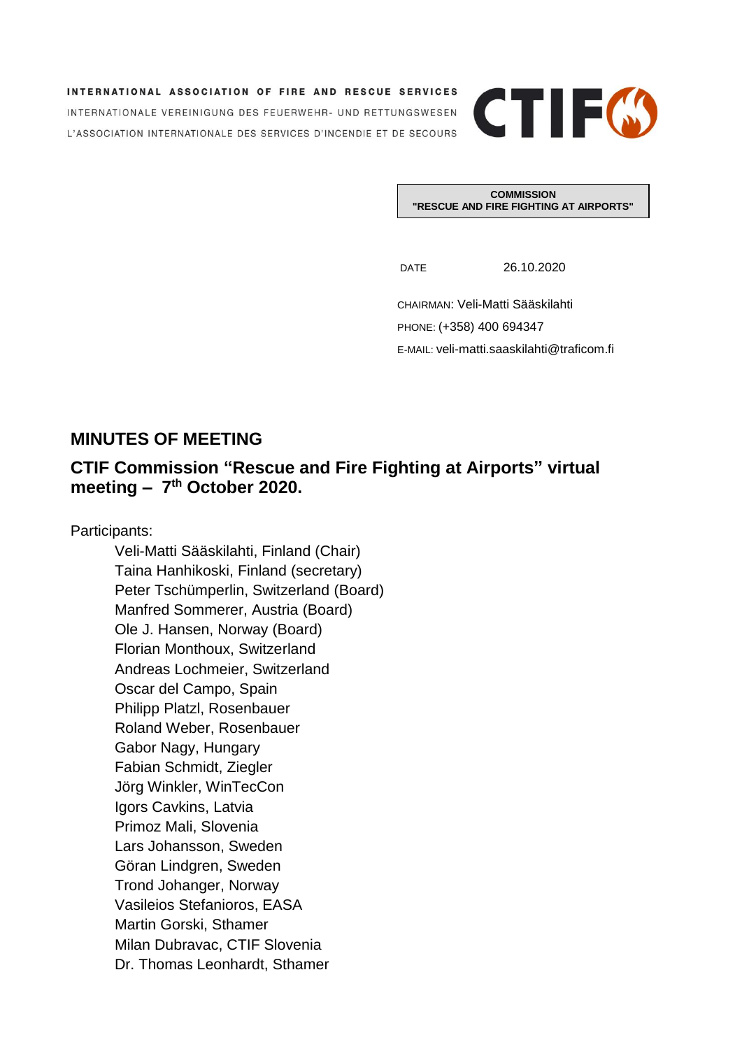INTERNATIONAL ASSOCIATION OF FIRE AND RESCUE SERVICES
INTERNATIONALE VEREINIGUNG DES FEUERWEHR- UND RETTUNGSWESEN
L'ASSOCIATION INTERNATIONALE DES SERVICES D'INCENDIE ET DE SECOURS

**COMMISSION**
**"RESCUE AND FIRE FIGHTING AT AIRPORTS"**

DATE 26.10.2020

CHAIRMAN: Veli-Matti Sääskilahti
PHONE: (+358) 400 694347
E-MAIL: veli-matti.saaskilahti@traficom.fi

## MINUTES OF MEETING

## CTIF Commission "Rescue and Fire Fighting at Airports" virtual meeting – 7th October 2020.

Participants:

- Veli-Matti Sääskilahti, Finland (Chair)
- Taina Hanhikoski, Finland (secretary)
- Peter Tschümperlin, Switzerland (Board)
- Manfred Sommerer, Austria (Board)
- Ole J. Hansen, Norway (Board)
- Florian Monthoux, Switzerland
- Andreas Lochmeier, Switzerland
- Oscar del Campo, Spain
- Philipp Platzl, Rosenbauer
- Roland Weber, Rosenbauer
- Gabor Nagy, Hungary
- Fabian Schmidt, Ziegler
- Jörg Winkler, WinTecCon
- Igors Cavkins, Latvia
- Primoz Mali, Slovenia
- Lars Johansson, Sweden
- Göran Lindgren, Sweden
- Trond Johanger, Norway
- Vasileios Stefanioros, EASA
- Martin Gorski, Sthamer
- Milan Dubravac, CTIF Slovenia
- Dr. Thomas Leonhardt, Sthamer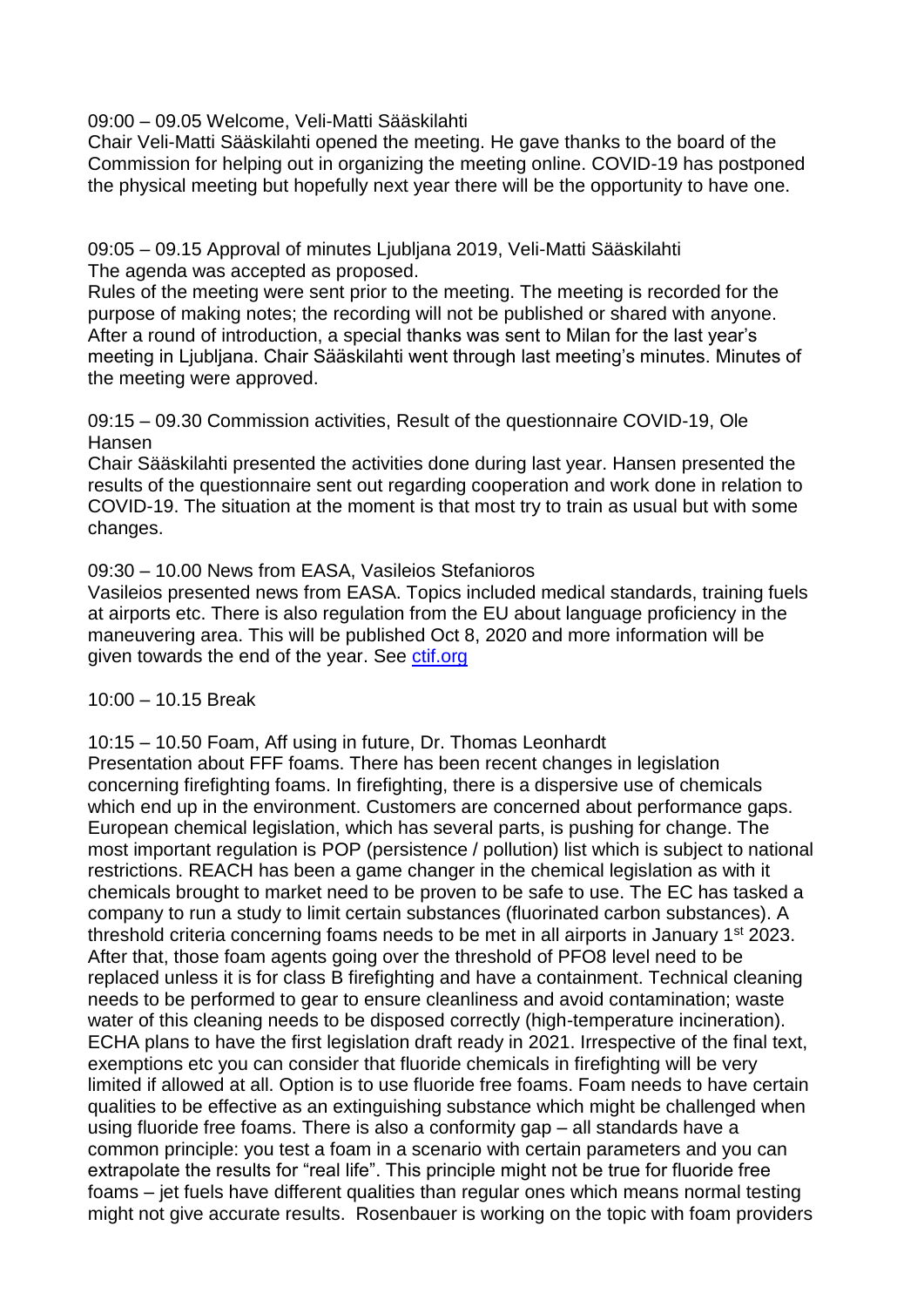09:00 – 09.05 Welcome, Veli-Matti Sääskilahti

Chair Veli-Matti Sääskilahti opened the meeting. He gave thanks to the board of the Commission for helping out in organizing the meeting online. COVID-19 has postponed the physical meeting but hopefully next year there will be the opportunity to have one.

09:05 – 09.15 Approval of minutes Ljubljana 2019, Veli-Matti Sääskilahti

The agenda was accepted as proposed.

Rules of the meeting were sent prior to the meeting. The meeting is recorded for the purpose of making notes; the recording will not be published or shared with anyone. After a round of introduction, a special thanks was sent to Milan for the last year's meeting in Ljubljana. Chair Sääskilahti went through last meeting's minutes. Minutes of the meeting were approved.

09:15 – 09.30 Commission activities, Result of the questionnaire COVID-19, Ole Hansen

Chair Sääskilahti presented the activities done during last year. Hansen presented the results of the questionnaire sent out regarding cooperation and work done in relation to COVID-19. The situation at the moment is that most try to train as usual but with some changes.

09:30 – 10.00 News from EASA, Vasileios Stefanioros

Vasileios presented news from EASA. Topics included medical standards, training fuels at airports etc. There is also regulation from the EU about language proficiency in the maneuvering area. This will be published Oct 8, 2020 and more information will be given towards the end of the year. See [ctif.org](ctif.org)

10:00 – 10.15 Break

10:15 – 10.50 Foam, Aff using in future, Dr. Thomas Leonhardt

Presentation about FFF foams. There has been recent changes in legislation concerning firefighting foams. In firefighting, there is a dispersive use of chemicals which end up in the environment. Customers are concerned about performance gaps. European chemical legislation, which has several parts, is pushing for change. The most important regulation is POP (persistence / pollution) list which is subject to national restrictions. REACH has been a game changer in the chemical legislation as with it chemicals brought to market need to be proven to be safe to use. The EC has tasked a company to run a study to limit certain substances (fluorinated carbon substances). A threshold criteria concerning foams needs to be met in all airports in January 1st 2023. After that, those foam agents going over the threshold of PFO8 level need to be replaced unless it is for class B firefighting and have a containment. Technical cleaning needs to be performed to gear to ensure cleanliness and avoid contamination; waste water of this cleaning needs to be disposed correctly (high-temperature incineration). ECHA plans to have the first legislation draft ready in 2021. Irrespective of the final text, exemptions etc you can consider that fluoride chemicals in firefighting will be very limited if allowed at all. Option is to use fluoride free foams. Foam needs to have certain qualities to be effective as an extinguishing substance which might be challenged when using fluoride free foams. There is also a conformity gap – all standards have a common principle: you test a foam in a scenario with certain parameters and you can extrapolate the results for "real life". This principle might not be true for fluoride free foams – jet fuels have different qualities than regular ones which means normal testing might not give accurate results. Rosenbauer is working on the topic with foam providers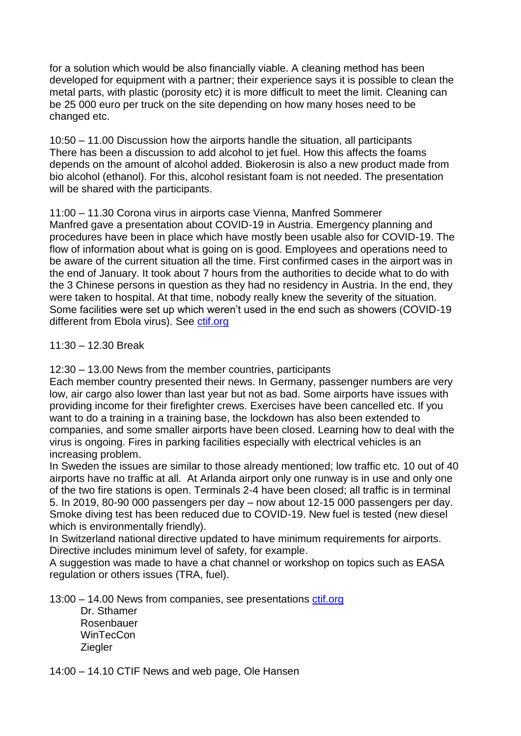for a solution which would be also financially viable. A cleaning method has been developed for equipment with a partner; their experience says it is possible to clean the metal parts, with plastic (porosity etc) it is more difficult to meet the limit. Cleaning can be 25 000 euro per truck on the site depending on how many hoses need to be changed etc.

10:50 – 11.00 Discussion how the airports handle the situation, all participants
There has been a discussion to add alcohol to jet fuel. How this affects the foams depends on the amount of alcohol added. Biokerosin is also a new product made from bio alcohol (ethanol). For this, alcohol resistant foam is not needed. The presentation will be shared with the participants.

11:00 – 11.30 Corona virus in airports case Vienna, Manfred Sommerer
Manfred gave a presentation about COVID-19 in Austria. Emergency planning and procedures have been in place which have mostly been usable also for COVID-19. The flow of information about what is going on is good. Employees and operations need to be aware of the current situation all the time. First confirmed cases in the airport was in the end of January. It took about 7 hours from the authorities to decide what to do with the 3 Chinese persons in question as they had no residency in Austria. In the end, they were taken to hospital. At that time, nobody really knew the severity of the situation. Some facilities were set up which weren't used in the end such as showers (COVID-19 different from Ebola virus). See [ctif.org](ctif.org)

11:30 – 12.30 Break

12:30 – 13.00 News from the member countries, participants
Each member country presented their news. In Germany, passenger numbers are very low, air cargo also lower than last year but not as bad. Some airports have issues with providing income for their firefighter crews. Exercises have been cancelled etc. If you want to do a training in a training base, the lockdown has also been extended to companies, and some smaller airports have been closed. Learning how to deal with the virus is ongoing. Fires in parking facilities especially with electrical vehicles is an increasing problem.
In Sweden the issues are similar to those already mentioned; low traffic etc. 10 out of 40 airports have no traffic at all. At Arlanda airport only one runway is in use and only one of the two fire stations is open. Terminals 2-4 have been closed; all traffic is in terminal 5. In 2019, 80-90 000 passengers per day – now about 12-15 000 passengers per day. Smoke diving test has been reduced due to COVID-19. New fuel is tested (new diesel which is environmentally friendly).
In Switzerland national directive updated to have minimum requirements for airports. Directive includes minimum level of safety, for example.
A suggestion was made to have a chat channel or workshop on topics such as EASA regulation or others issues (TRA, fuel).

13:00 – 14.00 News from companies, see presentations [ctif.org](ctif.org)

Dr. Sthamer
Rosenbauer
WinTecCon
Ziegler

14:00 – 14.10 CTIF News and web page, Ole Hansen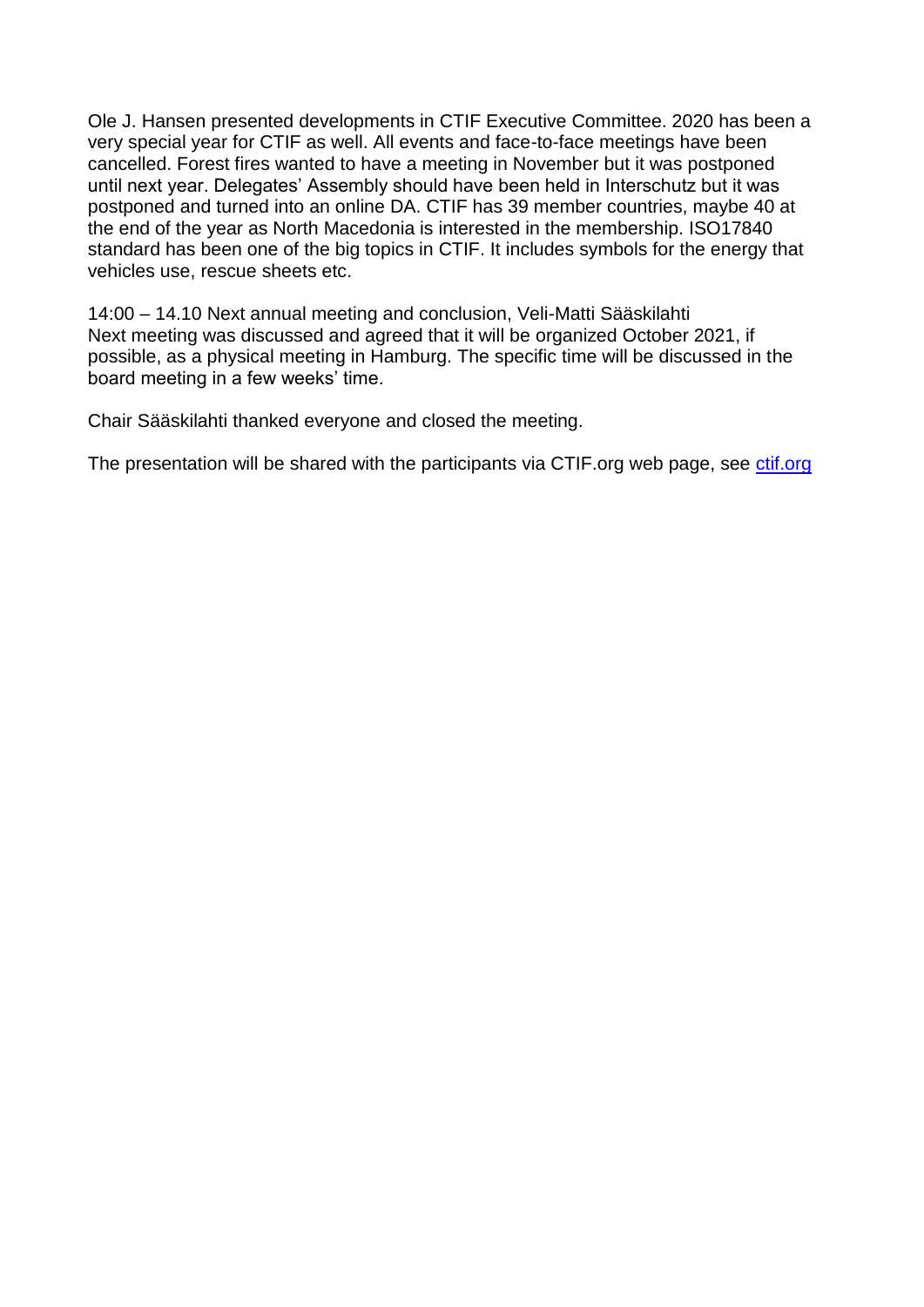Ole J. Hansen presented developments in CTIF Executive Committee. 2020 has been a very special year for CTIF as well. All events and face-to-face meetings have been cancelled. Forest fires wanted to have a meeting in November but it was postponed until next year. Delegates' Assembly should have been held in Interschutz but it was postponed and turned into an online DA. CTIF has 39 member countries, maybe 40 at the end of the year as North Macedonia is interested in the membership. ISO17840 standard has been one of the big topics in CTIF. It includes symbols for the energy that vehicles use, rescue sheets etc.

14:00 – 14.10 Next annual meeting and conclusion, Veli-Matti Sääskilahti
Next meeting was discussed and agreed that it will be organized October 2021, if possible, as a physical meeting in Hamburg. The specific time will be discussed in the board meeting in a few weeks' time.

Chair Sääskilahti thanked everyone and closed the meeting.

The presentation will be shared with the participants via CTIF.org web page, see [ctif.org](ctif.org)